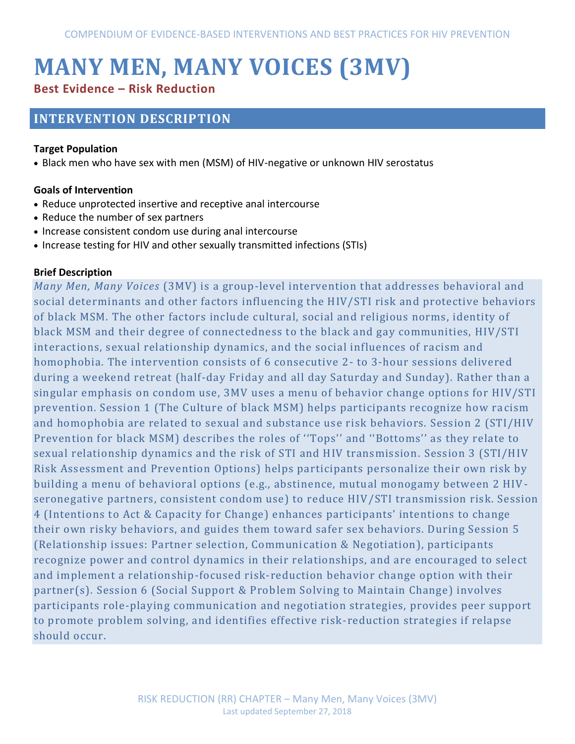# MANY MEN, MANY VOICES (3MV)

**Best Evidence – Risk Reduction**

## INTERVENTION DESCRIPTION

**Target Population**

- Black men who have sex with men (MSM) of HIV-negative or unknown HIV serostatus

**Goals of Intervention**

- Reduce unprotected insertive and receptive anal intercourse
- Reduce the number of sex partners
- Increase consistent condom use during anal intercourse
- Increase testing for HIV and other sexually transmitted infections (STIs)

**Brief Description**

*Many Men, Many Voices* (3MV) is a group-level intervention that addresses behavioral and social determinants and other factors influencing the HIV/STI risk and protective behaviors of black MSM. The other factors include cultural, social and religious norms, identity of black MSM and their degree of connectedness to the black and gay communities, HIV/STI interactions, sexual relationship dynamics, and the social influences of racism and homophobia. The intervention consists of 6 consecutive 2- to 3-hour sessions delivered during a weekend retreat (half-day Friday and all day Saturday and Sunday). Rather than a singular emphasis on condom use, 3MV uses a menu of behavior change options for HIV/STI prevention. Session 1 (The Culture of black MSM) helps participants recognize how racism and homophobia are related to sexual and substance use risk behaviors. Session 2 (STI/HIV Prevention for black MSM) describes the roles of ''Tops'' and ''Bottoms'' as they relate to sexual relationship dynamics and the risk of STI and HIV transmission. Session 3 (STI/HIV Risk Assessment and Prevention Options) helps participants personalize their own risk by building a menu of behavioral options (e.g., abstinence, mutual monogamy between 2 HIV-seronegative partners, consistent condom use) to reduce HIV/STI transmission risk. Session 4 (Intentions to Act & Capacity for Change) enhances participants' intentions to change their own risky behaviors, and guides them toward safer sex behaviors. During Session 5 (Relationship issues: Partner selection, Communication & Negotiation), participants recognize power and control dynamics in their relationships, and are encouraged to select and implement a relationship-focused risk-reduction behavior change option with their partner(s). Session 6 (Social Support & Problem Solving to Maintain Change) involves participants role-playing communication and negotiation strategies, provides peer support to promote problem solving, and identifies effective risk-reduction strategies if relapse should occur.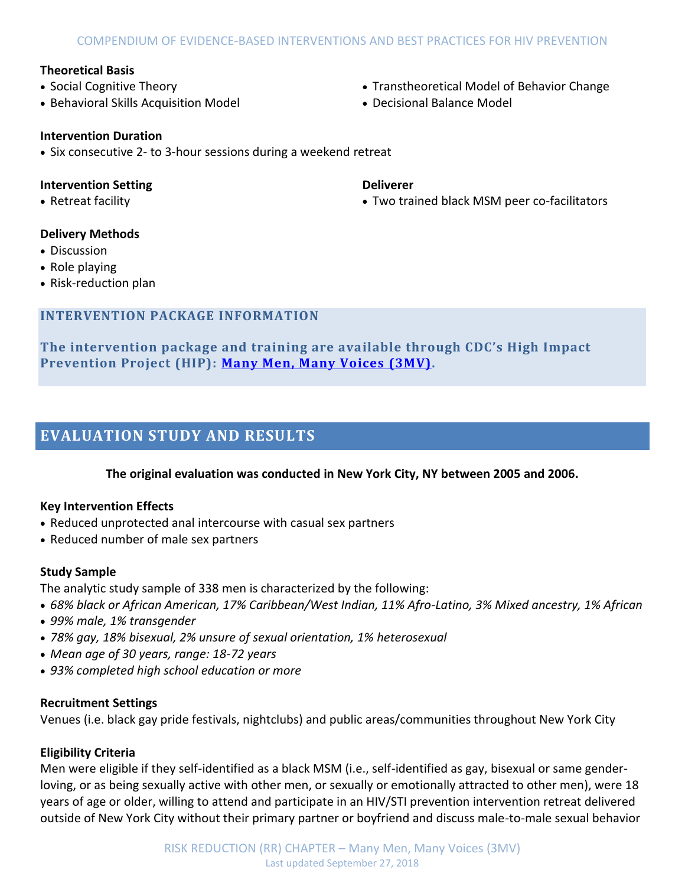### Theoretical Basis

- Social Cognitive Theory
- Behavioral Skills Acquisition Model
- Transtheoretical Model of Behavior Change
- Decisional Balance Model

### Intervention Duration

- Six consecutive 2- to 3-hour sessions during a weekend retreat

### Intervention Setting

- Retreat facility

### Deliverer

- Two trained black MSM peer co-facilitators

### Delivery Methods

- Discussion
- Role playing
- Risk-reduction plan

## INTERVENTION PACKAGE INFORMATION

**The intervention package and training are available through CDC's High Impact Prevention Project (HIP): [Many Men, Many Voices (3MV)].**

## EVALUATION STUDY AND RESULTS

**The original evaluation was conducted in New York City, NY between 2005 and 2006.**

### Key Intervention Effects

- Reduced unprotected anal intercourse with casual sex partners
- Reduced number of male sex partners

### Study Sample

The analytic study sample of 338 men is characterized by the following:

- *68% black or African American, 17% Caribbean/West Indian, 11% Afro-Latino, 3% Mixed ancestry, 1% African*
- *99% male, 1% transgender*
- *78% gay, 18% bisexual, 2% unsure of sexual orientation, 1% heterosexual*
- *Mean age of 30 years, range: 18-72 years*
- *93% completed high school education or more*

### Recruitment Settings

Venues (i.e. black gay pride festivals, nightclubs) and public areas/communities throughout New York City

### Eligibility Criteria

Men were eligible if they self-identified as a black MSM (i.e., self-identified as gay, bisexual or same gender-loving, or as being sexually active with other men, or sexually or emotionally attracted to other men), were 18 years of age or older, willing to attend and participate in an HIV/STI prevention intervention retreat delivered outside of New York City without their primary partner or boyfriend and discuss male-to-male sexual behavior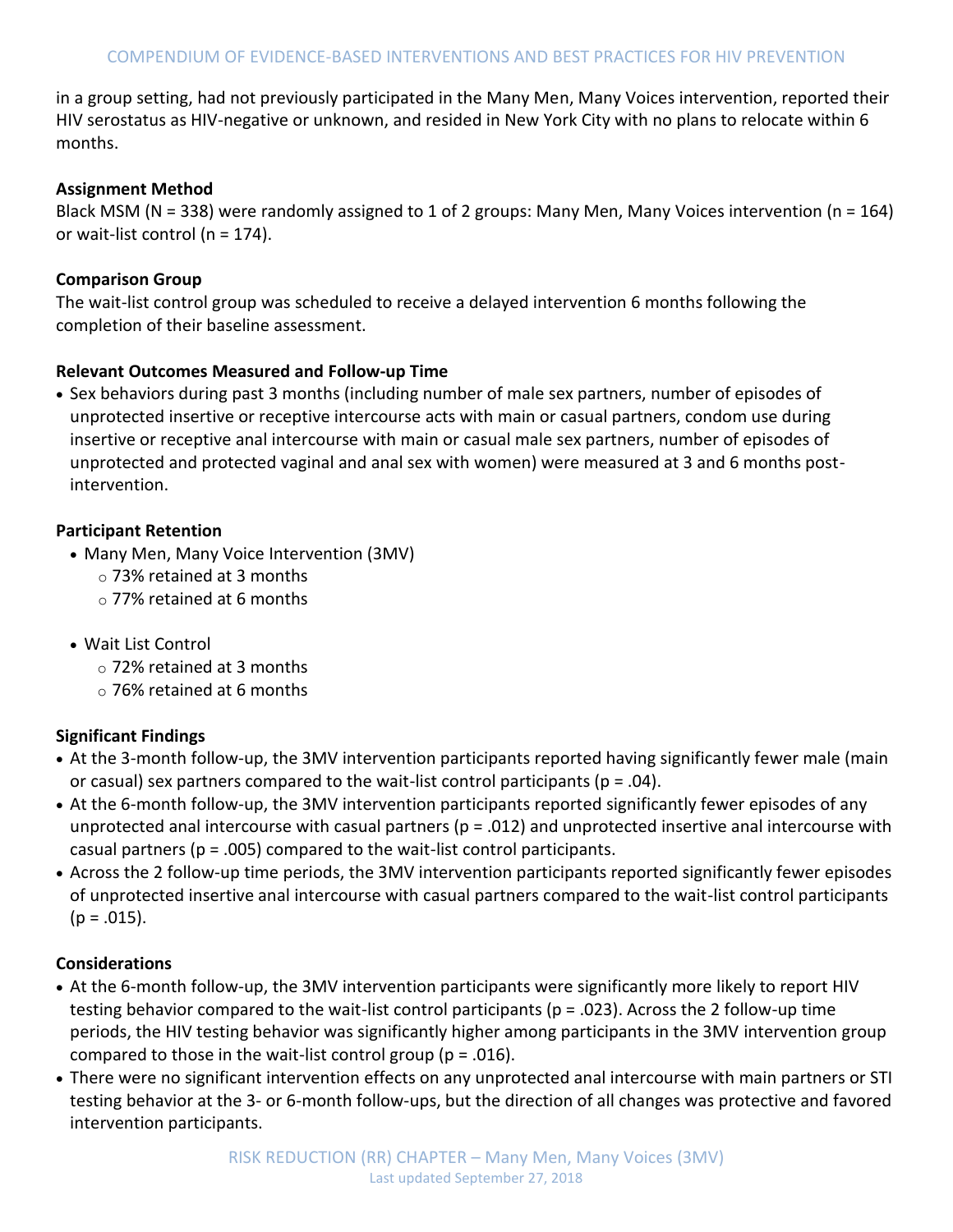in a group setting, had not previously participated in the Many Men, Many Voices intervention, reported their HIV serostatus as HIV-negative or unknown, and resided in New York City with no plans to relocate within 6 months.

**Assignment Method**

Black MSM (N = 338) were randomly assigned to 1 of 2 groups: Many Men, Many Voices intervention (n = 164) or wait-list control (n = 174).

**Comparison Group**

The wait-list control group was scheduled to receive a delayed intervention 6 months following the completion of their baseline assessment.

**Relevant Outcomes Measured and Follow-up Time**

- Sex behaviors during past 3 months (including number of male sex partners, number of episodes of unprotected insertive or receptive intercourse acts with main or casual partners, condom use during insertive or receptive anal intercourse with main or casual male sex partners, number of episodes of unprotected and protected vaginal and anal sex with women) were measured at 3 and 6 months post-intervention.

**Participant Retention**

- Many Men, Many Voice Intervention (3MV)
  - 73% retained at 3 months
  - 77% retained at 6 months
- Wait List Control
  - 72% retained at 3 months
  - 76% retained at 6 months

**Significant Findings**

- At the 3-month follow-up, the 3MV intervention participants reported having significantly fewer male (main or casual) sex partners compared to the wait-list control participants ($p = .04$).
- At the 6-month follow-up, the 3MV intervention participants reported significantly fewer episodes of any unprotected anal intercourse with casual partners ($p = .012$) and unprotected insertive anal intercourse with casual partners ($p = .005$) compared to the wait-list control participants.
- Across the 2 follow-up time periods, the 3MV intervention participants reported significantly fewer episodes of unprotected insertive anal intercourse with casual partners compared to the wait-list control participants ($p = .015$).

**Considerations**

- At the 6-month follow-up, the 3MV intervention participants were significantly more likely to report HIV testing behavior compared to the wait-list control participants ($p = .023$). Across the 2 follow-up time periods, the HIV testing behavior was significantly higher among participants in the 3MV intervention group compared to those in the wait-list control group ($p = .016$).
- There were no significant intervention effects on any unprotected anal intercourse with main partners or STI testing behavior at the 3- or 6-month follow-ups, but the direction of all changes was protective and favored intervention participants.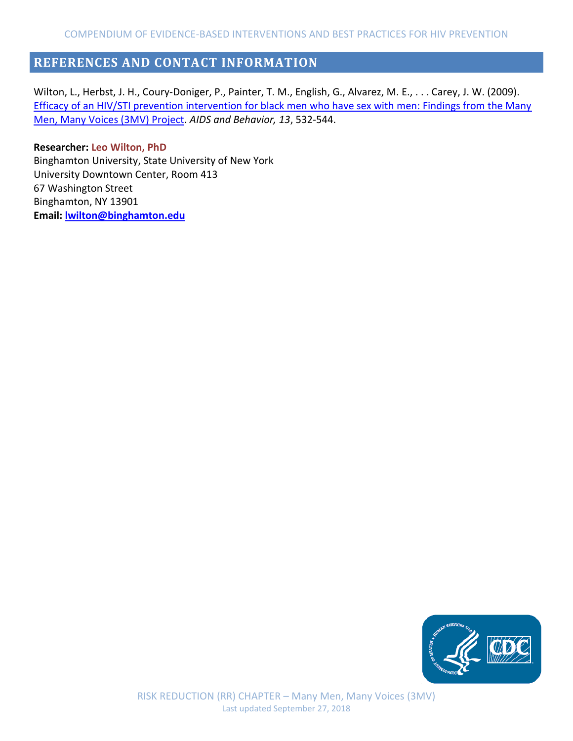## REFERENCES AND CONTACT INFORMATION

Wilton, L., Herbst, J. H., Coury-Doniger, P., Painter, T. M., English, G., Alvarez, M. E., . . . Carey, J. W. (2009). [Efficacy of an HIV/STI prevention intervention for black men who have sex with men: Findings from the Many Men, Many Voices (3MV) Project](). *AIDS and Behavior, 13*, 532-544.

**Researcher:** **Leo Wilton, PhD**
Binghamton University, State University of New York
University Downtown Center, Room 413
67 Washington Street
Binghamton, NY 13901
**Email:** **lwilton@binghamton.edu**